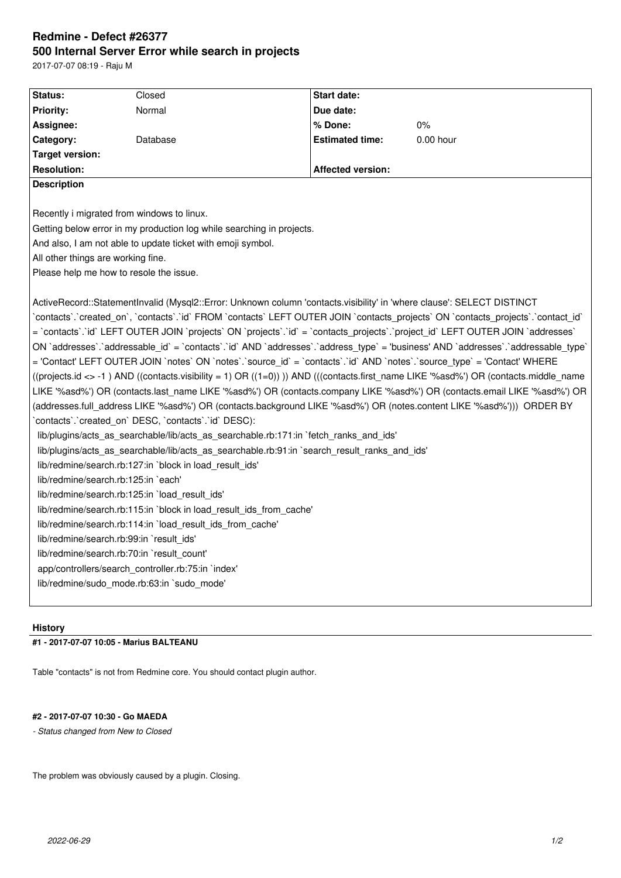# Redmine - Defect #26377

# 500 Internal Server Error while search in projects

2017-07-07 08:19 - Raju M

| Status: | Closed | Start date: | |
|---|---|---|---|
| Priority: | Normal | Due date: | |
| Assignee: | | % Done: | 0% |
| Category: | Database | Estimated time: | 0.00 hour |
| Target version: | | | |
| Resolution: | | Affected version: | |

**Description**

Recently i migrated from windows to linux.
Getting below error in my production log while searching in projects.
And also, I am not able to update ticket with emoji symbol.
All other things are working fine.
Please help me how to resole the issue.

ActiveRecord::StatementInvalid (Mysql2::Error: Unknown column 'contacts.visibility' in 'where clause': SELECT DISTINCT `contacts`.`created_on`, `contacts`.`id` FROM `contacts` LEFT OUTER JOIN `contacts_projects` ON `contacts_projects`.`contact_id` = `contacts`.`id` LEFT OUTER JOIN `projects` ON `projects`.`id` = `contacts_projects`.`project_id` LEFT OUTER JOIN `addresses` ON `addresses`.`addressable_id` = `contacts`.`id` AND `addresses`.`address_type` = 'business' AND `addresses`.`addressable_type` = 'Contact' LEFT OUTER JOIN `notes` ON `notes`.`source_id` = `contacts`.`id` AND `notes`.`source_type` = 'Contact' WHERE ((projects.id <> -1 ) AND ((contacts.visibility = 1) OR ((1=0)) )) AND (((contacts.first_name LIKE '%asd%') OR (contacts.middle_name LIKE '%asd%') OR (contacts.last_name LIKE '%asd%') OR (contacts.company LIKE '%asd%') OR (contacts.email LIKE '%asd%') OR (addresses.full_address LIKE '%asd%') OR (contacts.background LIKE '%asd%') OR (notes.content LIKE '%asd%'))) ORDER BY `contacts`.`created_on` DESC, `contacts`.`id` DESC):

```
  lib/plugins/acts_as_searchable/lib/acts_as_searchable.rb:171:in `fetch_ranks_and_ids'
  lib/plugins/acts_as_searchable/lib/acts_as_searchable.rb:91:in `search_result_ranks_and_ids'
  lib/redmine/search.rb:127:in `block in load_result_ids'
  lib/redmine/search.rb:125:in `each'
  lib/redmine/search.rb:125:in `load_result_ids'
  lib/redmine/search.rb:115:in `block in load_result_ids_from_cache'
  lib/redmine/search.rb:114:in `load_result_ids_from_cache'
  lib/redmine/search.rb:99:in `result_ids'
  lib/redmine/search.rb:70:in `result_count'
  app/controllers/search_controller.rb:75:in `index'
  lib/redmine/sudo_mode.rb:63:in `sudo_mode'
```

## History

### #1 - 2017-07-07 10:05 - Marius BALTEANU

Table "contacts" is not from Redmine core. You should contact plugin author.

### #2 - 2017-07-07 10:30 - Go MAEDA

*- Status changed from New to Closed*

The problem was obviously caused by a plugin. Closing.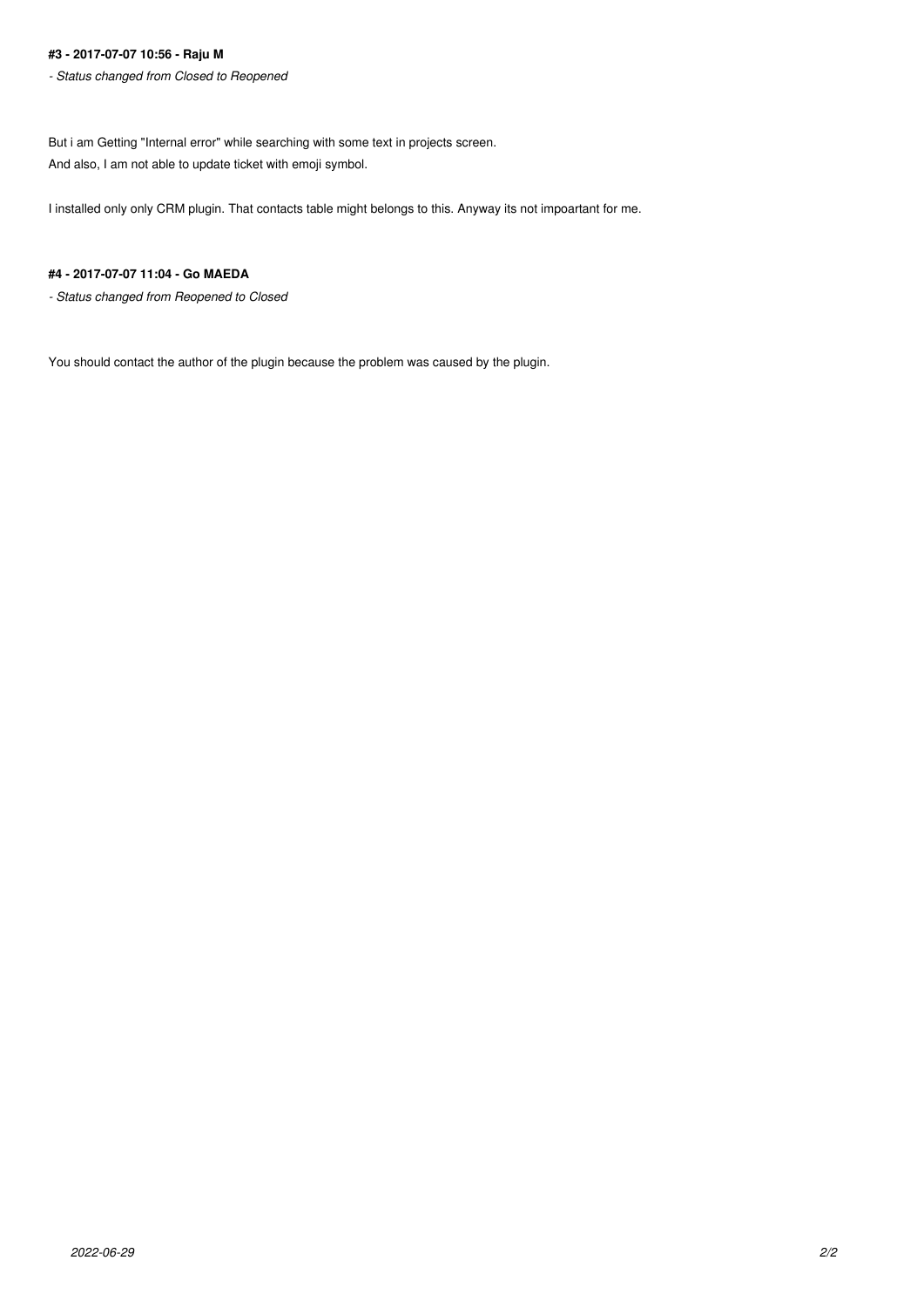**#3 - 2017-07-07 10:56 - Raju M**

*- Status changed from Closed to Reopened*

But i am Getting "Internal error" while searching with some text in projects screen.
And also, I am not able to update ticket with emoji symbol.

I installed only only CRM plugin. That contacts table might belongs to this. Anyway its not impoartant for me.

**#4 - 2017-07-07 11:04 - Go MAEDA**

*- Status changed from Reopened to Closed*

You should contact the author of the plugin because the problem was caused by the plugin.